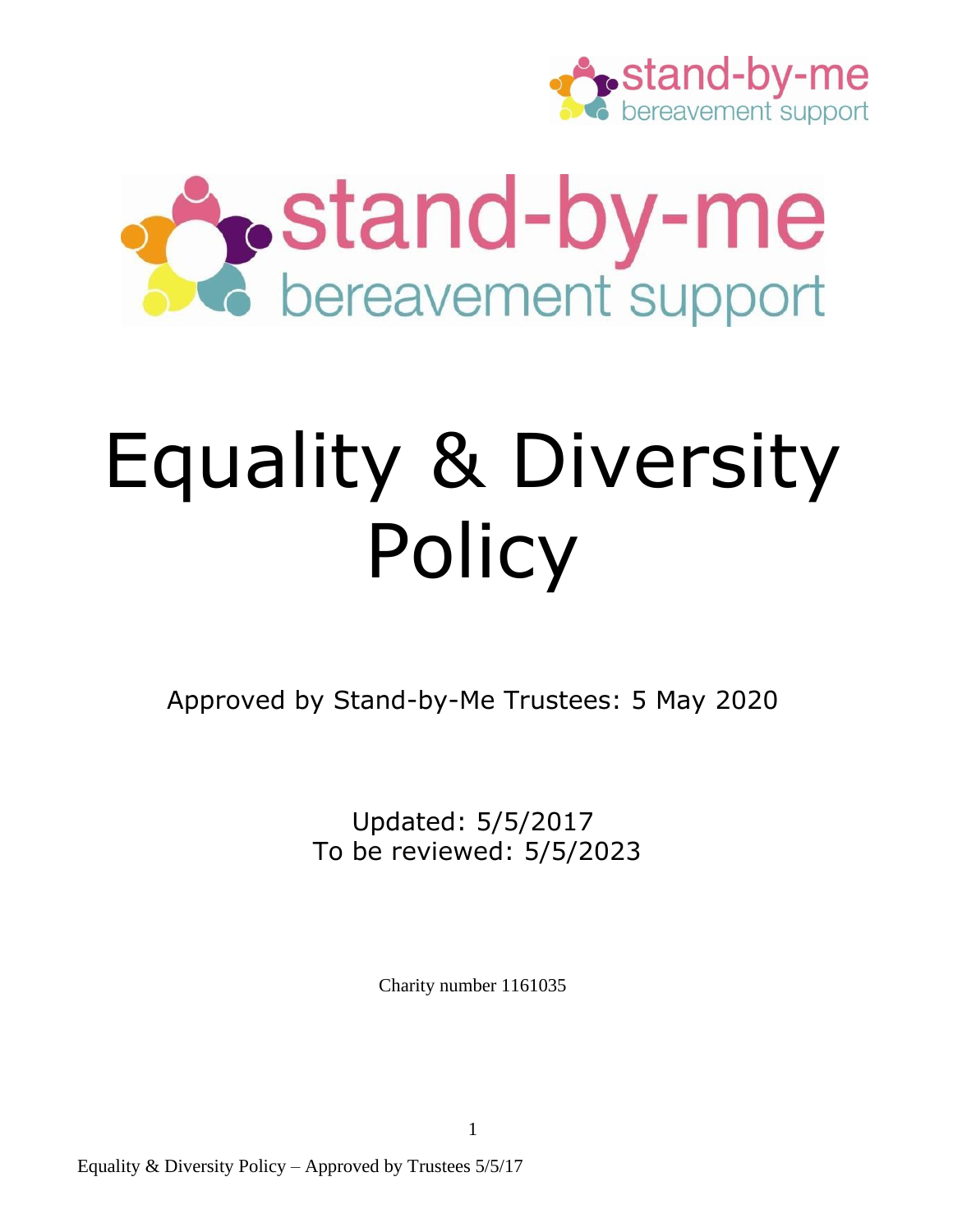stand-by-me
bereavement support

stand-by-me
bereavement support

# Equality & Diversity Policy

Approved by Stand-by-Me Trustees: 5 May 2020

Updated: 5/5/2017
To be reviewed: 5/5/2023

Charity number 1161035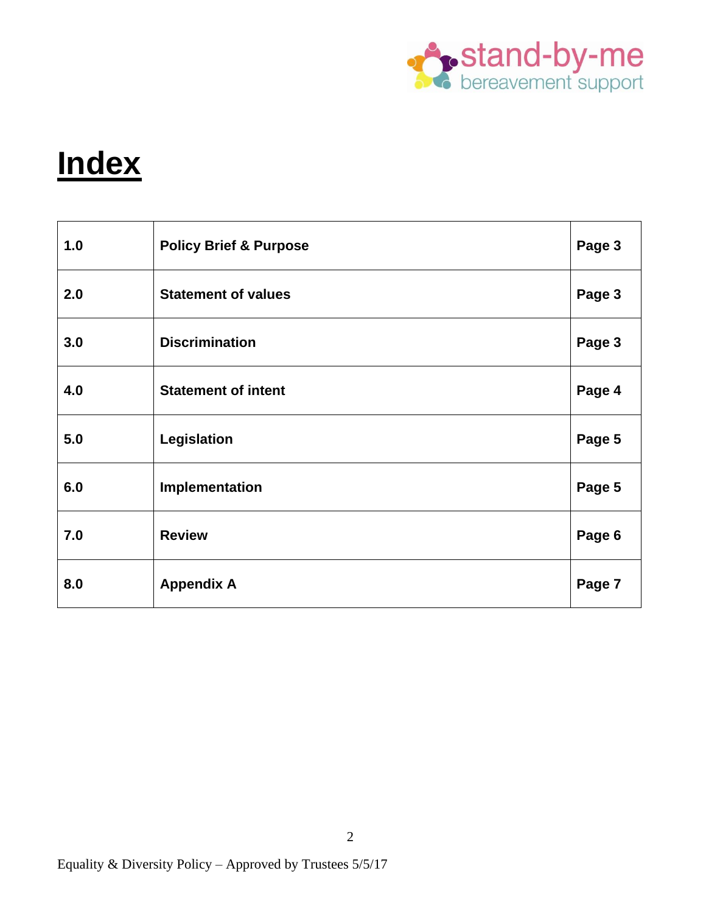# Index

| 1.0 | Policy Brief & Purpose | Page 3 |
|---|---|---|
| 2.0 | Statement of values | Page 3 |
| 3.0 | Discrimination | Page 3 |
| 4.0 | Statement of intent | Page 4 |
| 5.0 | Legislation | Page 5 |
| 6.0 | Implementation | Page 5 |
| 7.0 | Review | Page 6 |
| 8.0 | Appendix A | Page 7 |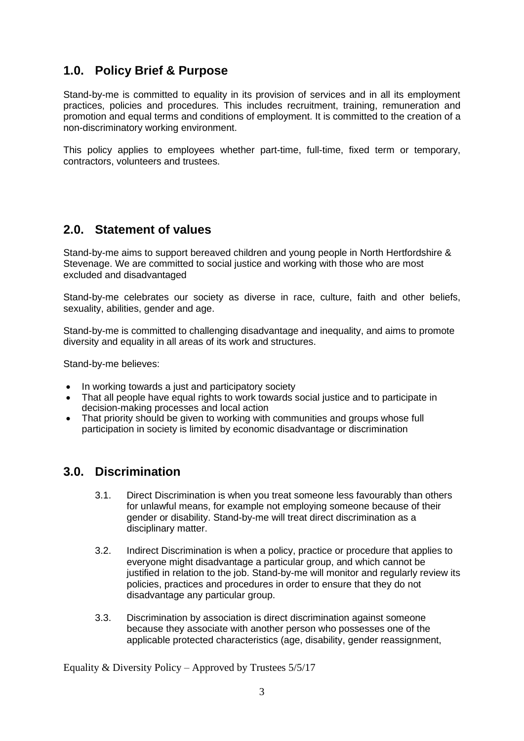## 1.0. Policy Brief & Purpose

Stand-by-me is committed to equality in its provision of services and in all its employment practices, policies and procedures. This includes recruitment, training, remuneration and promotion and equal terms and conditions of employment. It is committed to the creation of a non-discriminatory working environment.

This policy applies to employees whether part-time, full-time, fixed term or temporary, contractors, volunteers and trustees.

## 2.0. Statement of values

Stand-by-me aims to support bereaved children and young people in North Hertfordshire & Stevenage. We are committed to social justice and working with those who are most excluded and disadvantaged

Stand-by-me celebrates our society as diverse in race, culture, faith and other beliefs, sexuality, abilities, gender and age.

Stand-by-me is committed to challenging disadvantage and inequality, and aims to promote diversity and equality in all areas of its work and structures.

Stand-by-me believes:

- In working towards a just and participatory society
- That all people have equal rights to work towards social justice and to participate in decision-making processes and local action
- That priority should be given to working with communities and groups whose full participation in society is limited by economic disadvantage or discrimination

## 3.0. Discrimination

3.1. Direct Discrimination is when you treat someone less favourably than others for unlawful means, for example not employing someone because of their gender or disability. Stand-by-me will treat direct discrimination as a disciplinary matter.

3.2. Indirect Discrimination is when a policy, practice or procedure that applies to everyone might disadvantage a particular group, and which cannot be justified in relation to the job. Stand-by-me will monitor and regularly review its policies, practices and procedures in order to ensure that they do not disadvantage any particular group.

3.3. Discrimination by association is direct discrimination against someone because they associate with another person who possesses one of the applicable protected characteristics (age, disability, gender reassignment,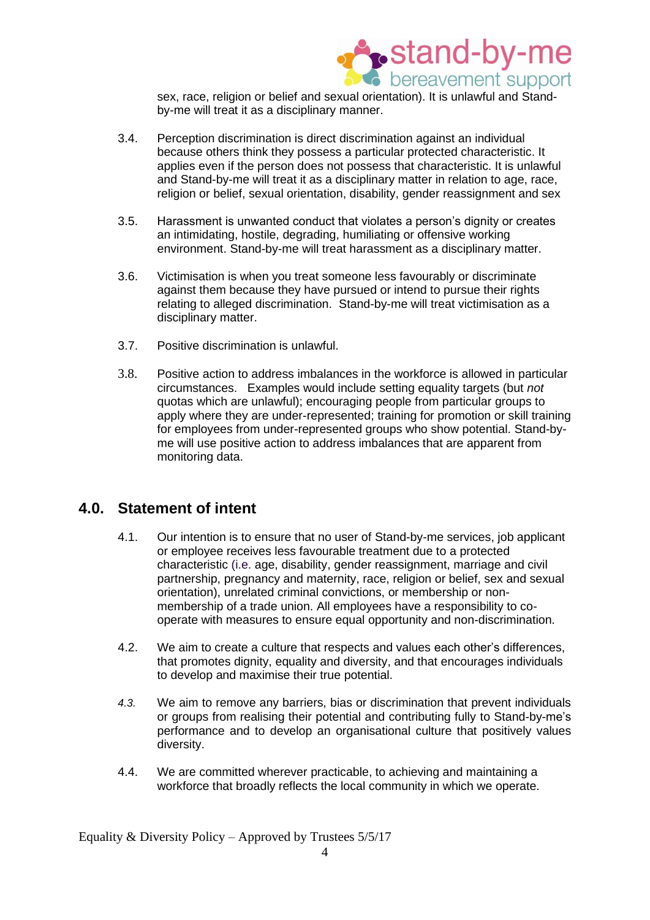sex, race, religion or belief and sexual orientation). It is unlawful and Stand-by-me will treat it as a disciplinary manner.

3.4. Perception discrimination is direct discrimination against an individual because others think they possess a particular protected characteristic. It applies even if the person does not possess that characteristic. It is unlawful and Stand-by-me will treat it as a disciplinary matter in relation to age, race, religion or belief, sexual orientation, disability, gender reassignment and sex

3.5. Harassment is unwanted conduct that violates a person's dignity or creates an intimidating, hostile, degrading, humiliating or offensive working environment. Stand-by-me will treat harassment as a disciplinary matter.

3.6. Victimisation is when you treat someone less favourably or discriminate against them because they have pursued or intend to pursue their rights relating to alleged discrimination. Stand-by-me will treat victimisation as a disciplinary matter.

3.7. Positive discrimination is unlawful.

3.8. Positive action to address imbalances in the workforce is allowed in particular circumstances. Examples would include setting equality targets (but *not* quotas which are unlawful); encouraging people from particular groups to apply where they are under-represented; training for promotion or skill training for employees from under-represented groups who show potential. Stand-by-me will use positive action to address imbalances that are apparent from monitoring data.

## 4.0. Statement of intent

4.1. Our intention is to ensure that no user of Stand-by-me services, job applicant or employee receives less favourable treatment due to a protected characteristic (i.e. age, disability, gender reassignment, marriage and civil partnership, pregnancy and maternity, race, religion or belief, sex and sexual orientation), unrelated criminal convictions, or membership or non-membership of a trade union. All employees have a responsibility to co-operate with measures to ensure equal opportunity and non-discrimination.

4.2. We aim to create a culture that respects and values each other's differences, that promotes dignity, equality and diversity, and that encourages individuals to develop and maximise their true potential.

*4.3.* We aim to remove any barriers, bias or discrimination that prevent individuals or groups from realising their potential and contributing fully to Stand-by-me's performance and to develop an organisational culture that positively values diversity.

4.4. We are committed wherever practicable, to achieving and maintaining a workforce that broadly reflects the local community in which we operate.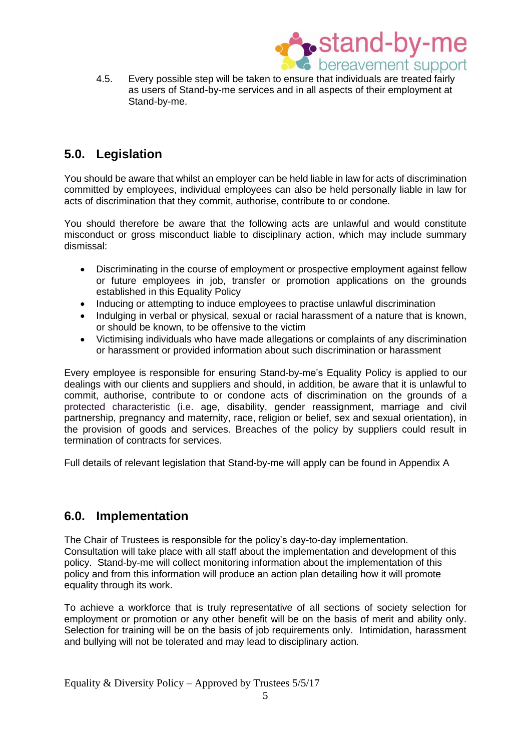4.5. Every possible step will be taken to ensure that individuals are treated fairly as users of Stand-by-me services and in all aspects of their employment at Stand-by-me.

## 5.0. Legislation

You should be aware that whilst an employer can be held liable in law for acts of discrimination committed by employees, individual employees can also be held personally liable in law for acts of discrimination that they commit, authorise, contribute to or condone.

You should therefore be aware that the following acts are unlawful and would constitute misconduct or gross misconduct liable to disciplinary action, which may include summary dismissal:

- Discriminating in the course of employment or prospective employment against fellow or future employees in job, transfer or promotion applications on the grounds established in this Equality Policy
- Inducing or attempting to induce employees to practise unlawful discrimination
- Indulging in verbal or physical, sexual or racial harassment of a nature that is known, or should be known, to be offensive to the victim
- Victimising individuals who have made allegations or complaints of any discrimination or harassment or provided information about such discrimination or harassment

Every employee is responsible for ensuring Stand-by-me's Equality Policy is applied to our dealings with our clients and suppliers and should, in addition, be aware that it is unlawful to commit, authorise, contribute to or condone acts of discrimination on the grounds of a protected characteristic (i.e. age, disability, gender reassignment, marriage and civil partnership, pregnancy and maternity, race, religion or belief, sex and sexual orientation), in the provision of goods and services. Breaches of the policy by suppliers could result in termination of contracts for services.

Full details of relevant legislation that Stand-by-me will apply can be found in Appendix A

## 6.0. Implementation

The Chair of Trustees is responsible for the policy's day-to-day implementation. Consultation will take place with all staff about the implementation and development of this policy. Stand-by-me will collect monitoring information about the implementation of this policy and from this information will produce an action plan detailing how it will promote equality through its work.

To achieve a workforce that is truly representative of all sections of society selection for employment or promotion or any other benefit will be on the basis of merit and ability only. Selection for training will be on the basis of job requirements only. Intimidation, harassment and bullying will not be tolerated and may lead to disciplinary action.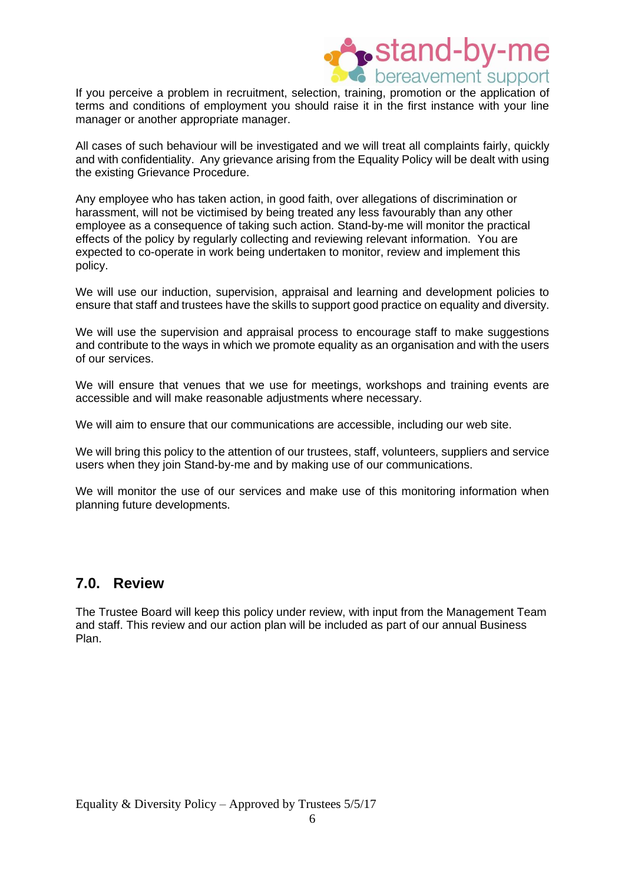If you perceive a problem in recruitment, selection, training, promotion or the application of terms and conditions of employment you should raise it in the first instance with your line manager or another appropriate manager.

All cases of such behaviour will be investigated and we will treat all complaints fairly, quickly and with confidentiality. Any grievance arising from the Equality Policy will be dealt with using the existing Grievance Procedure.

Any employee who has taken action, in good faith, over allegations of discrimination or harassment, will not be victimised by being treated any less favourably than any other employee as a consequence of taking such action. Stand-by-me will monitor the practical effects of the policy by regularly collecting and reviewing relevant information. You are expected to co-operate in work being undertaken to monitor, review and implement this policy.

We will use our induction, supervision, appraisal and learning and development policies to ensure that staff and trustees have the skills to support good practice on equality and diversity.

We will use the supervision and appraisal process to encourage staff to make suggestions and contribute to the ways in which we promote equality as an organisation and with the users of our services.

We will ensure that venues that we use for meetings, workshops and training events are accessible and will make reasonable adjustments where necessary.

We will aim to ensure that our communications are accessible, including our web site.

We will bring this policy to the attention of our trustees, staff, volunteers, suppliers and service users when they join Stand-by-me and by making use of our communications.

We will monitor the use of our services and make use of this monitoring information when planning future developments.

## 7.0. Review

The Trustee Board will keep this policy under review, with input from the Management Team and staff. This review and our action plan will be included as part of our annual Business Plan.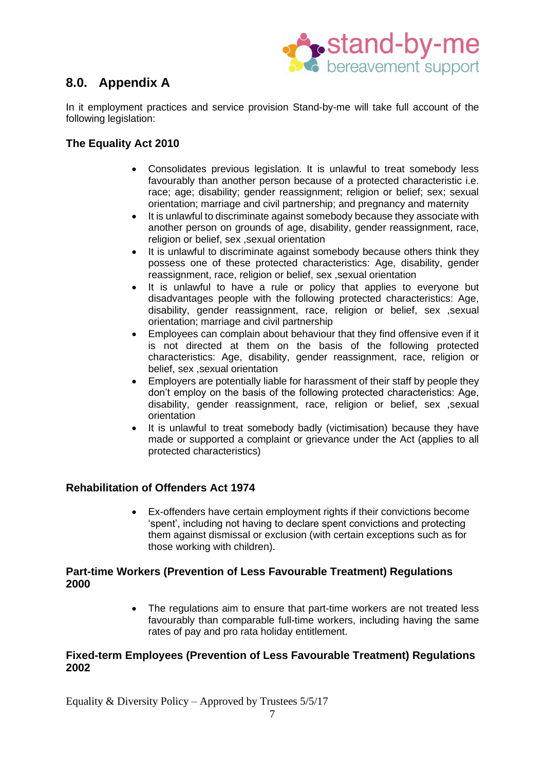## 8.0. Appendix A

In it employment practices and service provision Stand-by-me will take full account of the following legislation:

**The Equality Act 2010**

- Consolidates previous legislation. It is unlawful to treat somebody less favourably than another person because of a protected characteristic i.e. race; age; disability; gender reassignment; religion or belief; sex; sexual orientation; marriage and civil partnership; and pregnancy and maternity
- It is unlawful to discriminate against somebody because they associate with another person on grounds of age, disability, gender reassignment, race, religion or belief, sex ,sexual orientation
- It is unlawful to discriminate against somebody because others think they possess one of these protected characteristics: Age, disability, gender reassignment, race, religion or belief, sex ,sexual orientation
- It is unlawful to have a rule or policy that applies to everyone but disadvantages people with the following protected characteristics: Age, disability, gender reassignment, race, religion or belief, sex ,sexual orientation; marriage and civil partnership
- Employees can complain about behaviour that they find offensive even if it is not directed at them on the basis of the following protected characteristics: Age, disability, gender reassignment, race, religion or belief, sex ,sexual orientation
- Employers are potentially liable for harassment of their staff by people they don't employ on the basis of the following protected characteristics: Age, disability, gender reassignment, race, religion or belief, sex ,sexual orientation
- It is unlawful to treat somebody badly (victimisation) because they have made or supported a complaint or grievance under the Act (applies to all protected characteristics)

**Rehabilitation of Offenders Act 1974**

- Ex-offenders have certain employment rights if their convictions become 'spent', including not having to declare spent convictions and protecting them against dismissal or exclusion (with certain exceptions such as for those working with children).

**Part-time Workers (Prevention of Less Favourable Treatment) Regulations 2000**

- The regulations aim to ensure that part-time workers are not treated less favourably than comparable full-time workers, including having the same rates of pay and pro rata holiday entitlement.

**Fixed-term Employees (Prevention of Less Favourable Treatment) Regulations 2002**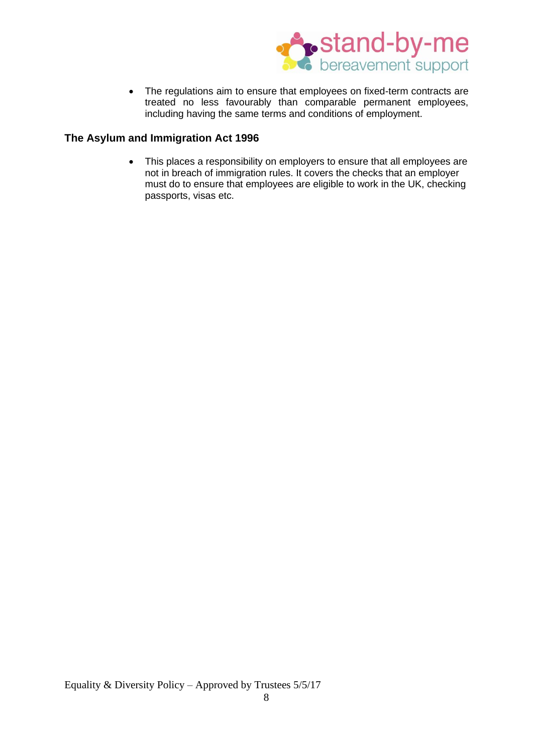- The regulations aim to ensure that employees on fixed-term contracts are treated no less favourably than comparable permanent employees, including having the same terms and conditions of employment.

**The Asylum and Immigration Act 1996**

- This places a responsibility on employers to ensure that all employees are not in breach of immigration rules. It covers the checks that an employer must do to ensure that employees are eligible to work in the UK, checking passports, visas etc.